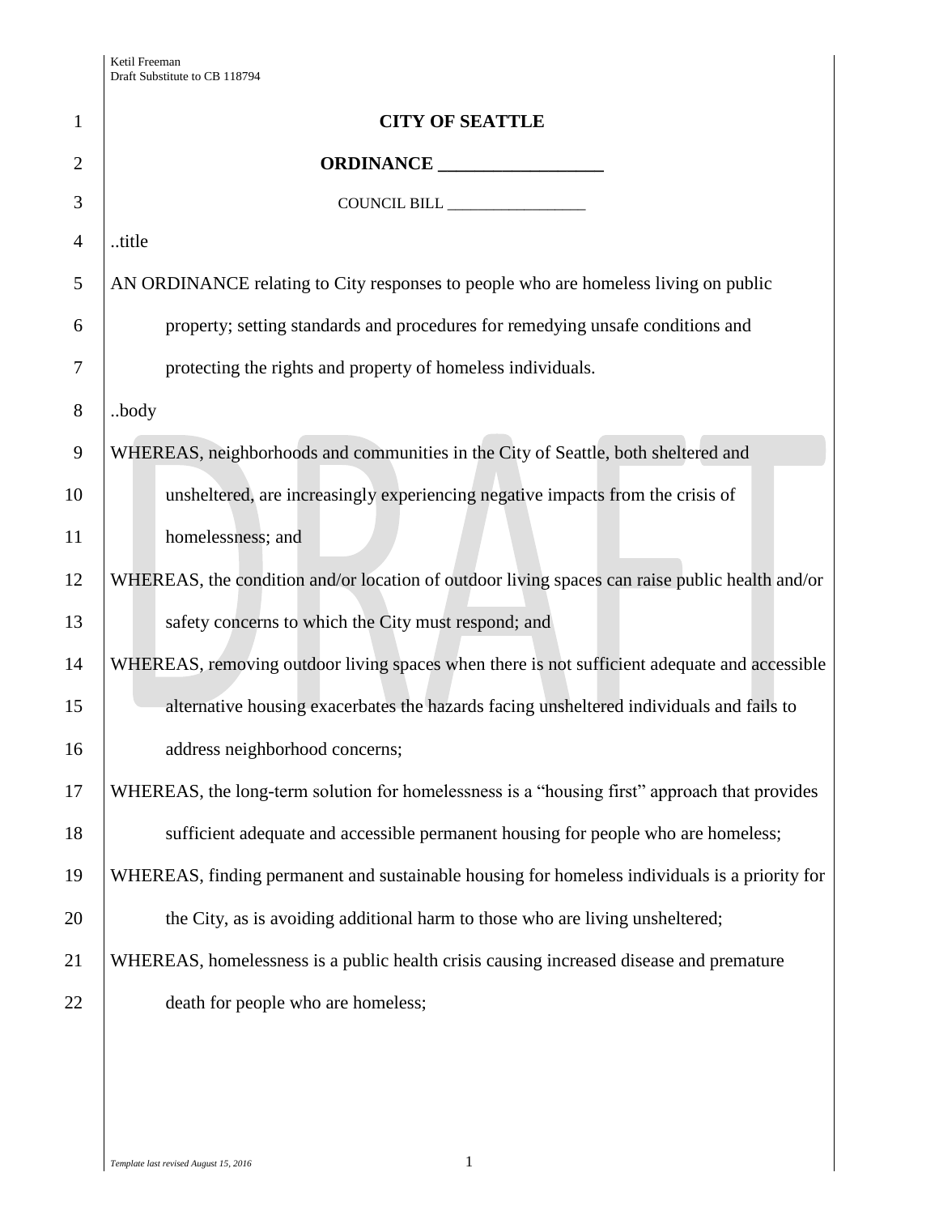**CITY OF SEATTLE**

**ORDINANCE __________________**

COUNCIL BILL __________________

..title

AN ORDINANCE relating to City responses to people who are homeless living on public property; setting standards and procedures for remedying unsafe conditions and protecting the rights and property of homeless individuals.

..body

WHEREAS, neighborhoods and communities in the City of Seattle, both sheltered and unsheltered, are increasingly experiencing negative impacts from the crisis of homelessness; and

WHEREAS, the condition and/or location of outdoor living spaces can raise public health and/or safety concerns to which the City must respond; and

WHEREAS, removing outdoor living spaces when there is not sufficient adequate and accessible alternative housing exacerbates the hazards facing unsheltered individuals and fails to address neighborhood concerns;

WHEREAS, the long-term solution for homelessness is a "housing first" approach that provides sufficient adequate and accessible permanent housing for people who are homeless;

WHEREAS, finding permanent and sustainable housing for homeless individuals is a priority for the City, as is avoiding additional harm to those who are living unsheltered;

WHEREAS, homelessness is a public health crisis causing increased disease and premature death for people who are homeless;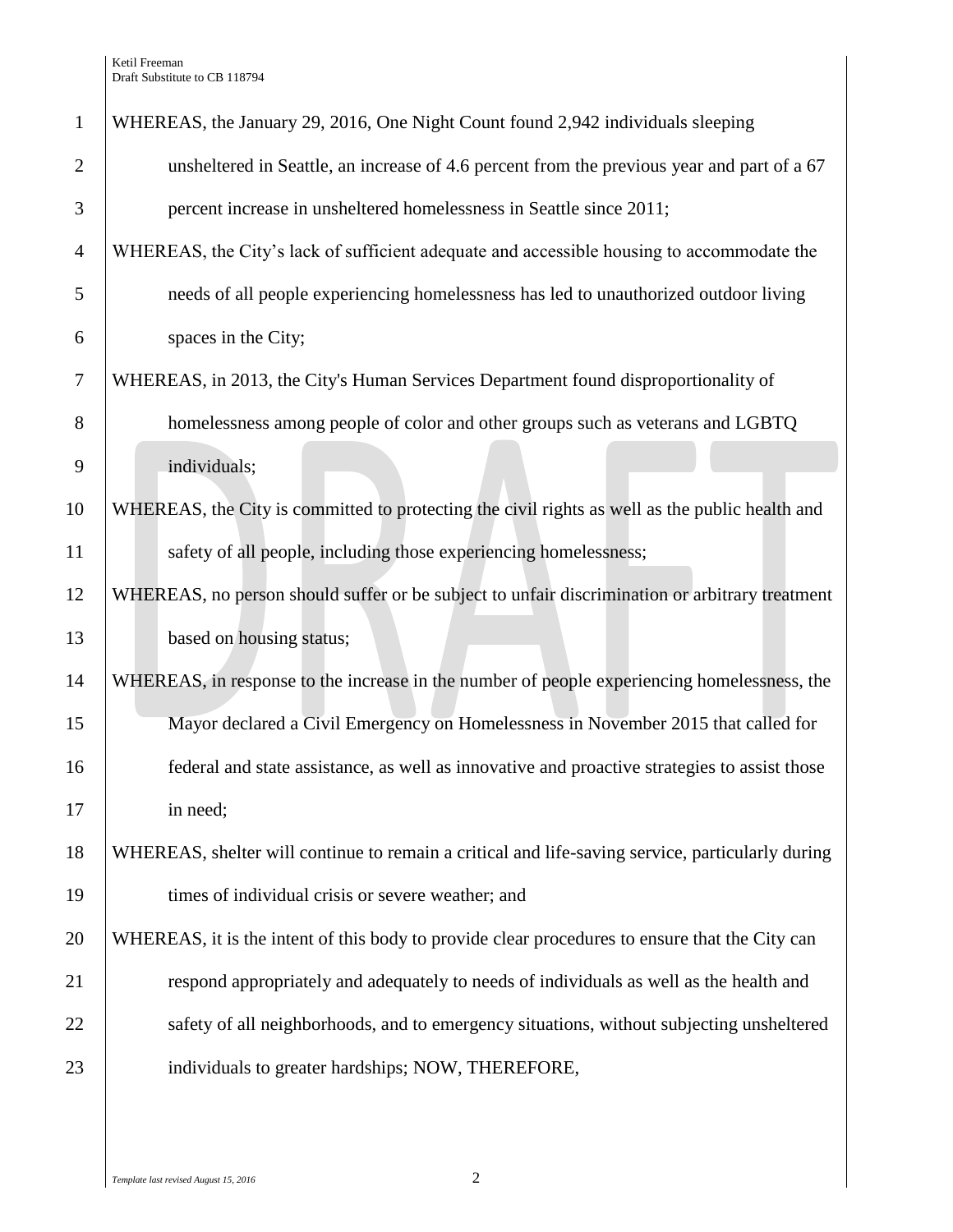WHEREAS, the January 29, 2016, One Night Count found 2,942 individuals sleeping unsheltered in Seattle, an increase of 4.6 percent from the previous year and part of a 67 percent increase in unsheltered homelessness in Seattle since 2011;

WHEREAS, the City's lack of sufficient adequate and accessible housing to accommodate the needs of all people experiencing homelessness has led to unauthorized outdoor living spaces in the City;

WHEREAS, in 2013, the City's Human Services Department found disproportionality of homelessness among people of color and other groups such as veterans and LGBTQ individuals;

WHEREAS, the City is committed to protecting the civil rights as well as the public health and safety of all people, including those experiencing homelessness;

WHEREAS, no person should suffer or be subject to unfair discrimination or arbitrary treatment based on housing status;

WHEREAS, in response to the increase in the number of people experiencing homelessness, the Mayor declared a Civil Emergency on Homelessness in November 2015 that called for federal and state assistance, as well as innovative and proactive strategies to assist those in need;

WHEREAS, shelter will continue to remain a critical and life-saving service, particularly during times of individual crisis or severe weather; and

WHEREAS, it is the intent of this body to provide clear procedures to ensure that the City can respond appropriately and adequately to needs of individuals as well as the health and safety of all neighborhoods, and to emergency situations, without subjecting unsheltered individuals to greater hardships; NOW, THEREFORE,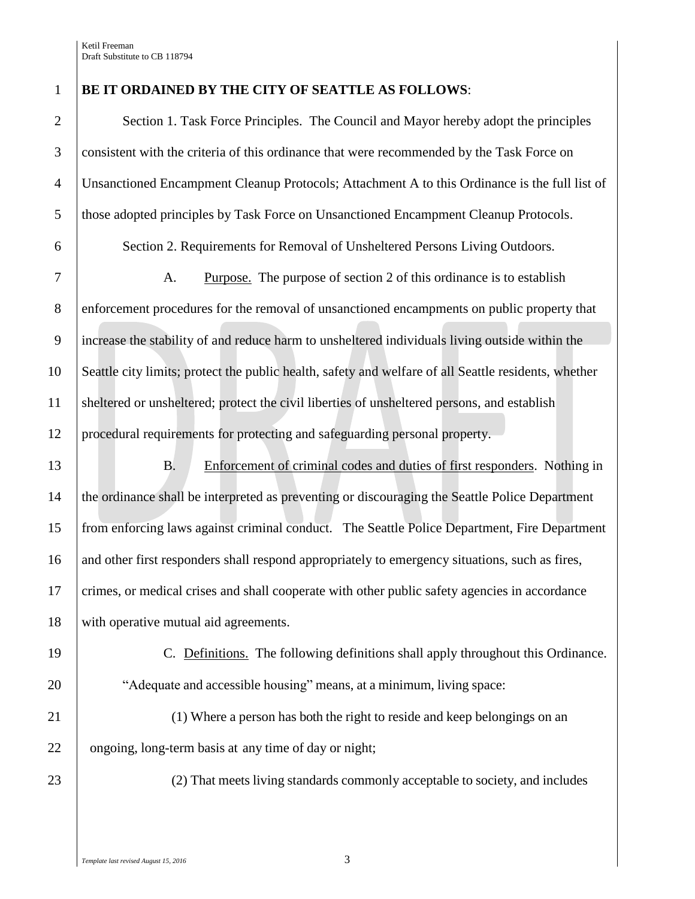**BE IT ORDAINED BY THE CITY OF SEATTLE AS FOLLOWS**:

Section 1. Task Force Principles. The Council and Mayor hereby adopt the principles consistent with the criteria of this ordinance that were recommended by the Task Force on Unsanctioned Encampment Cleanup Protocols; Attachment A to this Ordinance is the full list of those adopted principles by Task Force on Unsanctioned Encampment Cleanup Protocols.

Section 2. Requirements for Removal of Unsheltered Persons Living Outdoors.

A. Purpose. The purpose of section 2 of this ordinance is to establish enforcement procedures for the removal of unsanctioned encampments on public property that increase the stability of and reduce harm to unsheltered individuals living outside within the Seattle city limits; protect the public health, safety and welfare of all Seattle residents, whether sheltered or unsheltered; protect the civil liberties of unsheltered persons, and establish procedural requirements for protecting and safeguarding personal property.

B. Enforcement of criminal codes and duties of first responders. Nothing in the ordinance shall be interpreted as preventing or discouraging the Seattle Police Department from enforcing laws against criminal conduct. The Seattle Police Department, Fire Department and other first responders shall respond appropriately to emergency situations, such as fires, crimes, or medical crises and shall cooperate with other public safety agencies in accordance with operative mutual aid agreements.

C. Definitions. The following definitions shall apply throughout this Ordinance.

"Adequate and accessible housing" means, at a minimum, living space:

(1) Where a person has both the right to reside and keep belongings on an ongoing, long-term basis at any time of day or night;

(2) That meets living standards commonly acceptable to society, and includes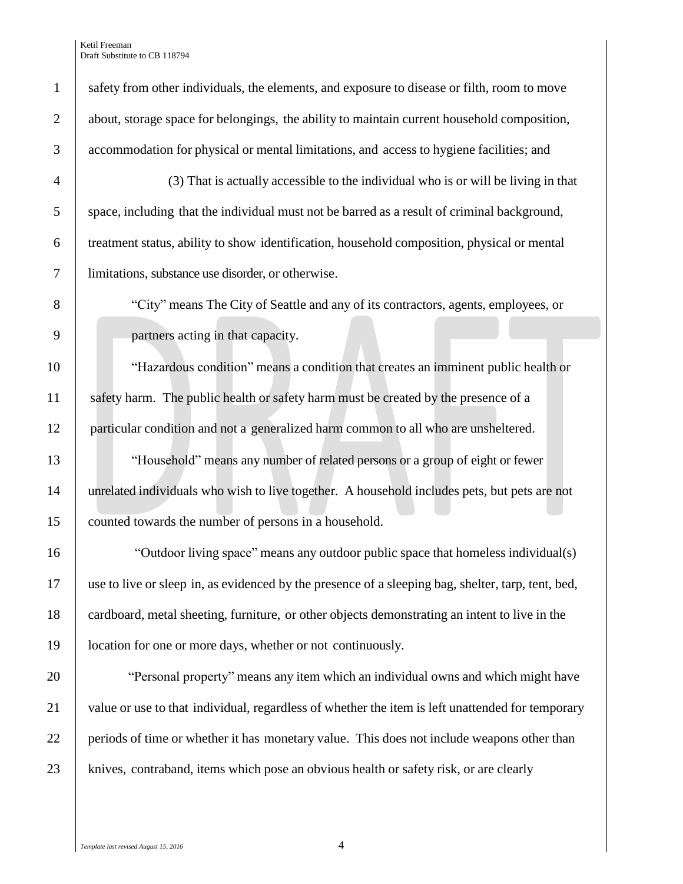safety from other individuals, the elements, and exposure to disease or filth, room to move about, storage space for belongings, the ability to maintain current household composition, accommodation for physical or mental limitations, and access to hygiene facilities; and

(3) That is actually accessible to the individual who is or will be living in that space, including that the individual must not be barred as a result of criminal background, treatment status, ability to show identification, household composition, physical or mental limitations, substance use disorder, or otherwise.

"City" means The City of Seattle and any of its contractors, agents, employees, or partners acting in that capacity.

"Hazardous condition" means a condition that creates an imminent public health or safety harm. The public health or safety harm must be created by the presence of a particular condition and not a generalized harm common to all who are unsheltered.

"Household" means any number of related persons or a group of eight or fewer unrelated individuals who wish to live together. A household includes pets, but pets are not counted towards the number of persons in a household.

"Outdoor living space" means any outdoor public space that homeless individual(s) use to live or sleep in, as evidenced by the presence of a sleeping bag, shelter, tarp, tent, bed, cardboard, metal sheeting, furniture, or other objects demonstrating an intent to live in the location for one or more days, whether or not continuously.

"Personal property" means any item which an individual owns and which might have value or use to that individual, regardless of whether the item is left unattended for temporary periods of time or whether it has monetary value. This does not include weapons other than knives, contraband, items which pose an obvious health or safety risk, or are clearly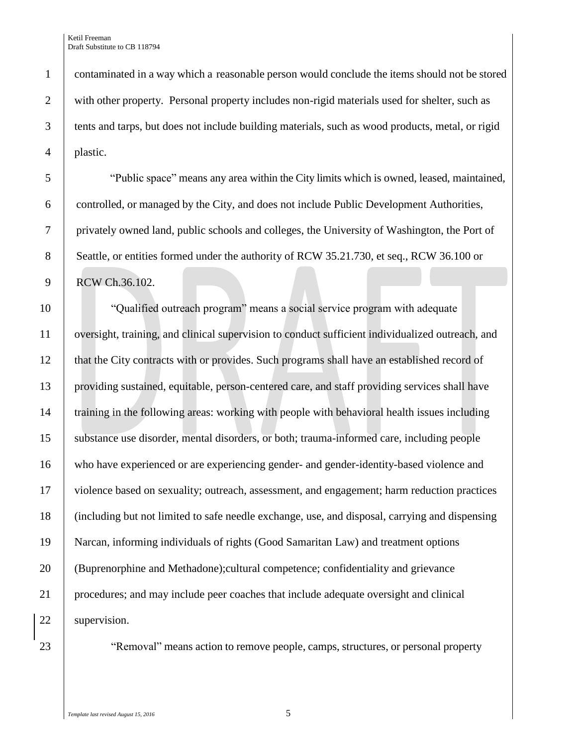contaminated in a way which a reasonable person would conclude the items should not be stored with other property. Personal property includes non-rigid materials used for shelter, such as tents and tarps, but does not include building materials, such as wood products, metal, or rigid plastic.

"Public space" means any area within the City limits which is owned, leased, maintained, controlled, or managed by the City, and does not include Public Development Authorities, privately owned land, public schools and colleges, the University of Washington, the Port of Seattle, or entities formed under the authority of RCW 35.21.730, et seq., RCW 36.100 or RCW Ch.36.102.

"Qualified outreach program" means a social service program with adequate oversight, training, and clinical supervision to conduct sufficient individualized outreach, and that the City contracts with or provides. Such programs shall have an established record of providing sustained, equitable, person-centered care, and staff providing services shall have training in the following areas: working with people with behavioral health issues including substance use disorder, mental disorders, or both; trauma-informed care, including people who have experienced or are experiencing gender- and gender-identity-based violence and violence based on sexuality; outreach, assessment, and engagement; harm reduction practices (including but not limited to safe needle exchange, use, and disposal, carrying and dispensing Narcan, informing individuals of rights (Good Samaritan Law) and treatment options (Buprenorphine and Methadone);cultural competence; confidentiality and grievance procedures; and may include peer coaches that include adequate oversight and clinical supervision.

"Removal" means action to remove people, camps, structures, or personal property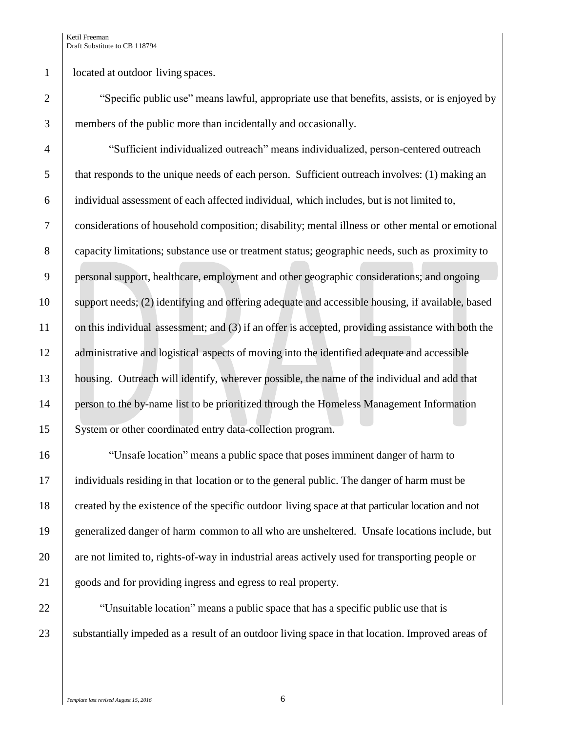located at outdoor living spaces.

"Specific public use" means lawful, appropriate use that benefits, assists, or is enjoyed by members of the public more than incidentally and occasionally.

"Sufficient individualized outreach" means individualized, person-centered outreach that responds to the unique needs of each person. Sufficient outreach involves: (1) making an individual assessment of each affected individual, which includes, but is not limited to, considerations of household composition; disability; mental illness or other mental or emotional capacity limitations; substance use or treatment status; geographic needs, such as proximity to personal support, healthcare, employment and other geographic considerations; and ongoing support needs; (2) identifying and offering adequate and accessible housing, if available, based on this individual assessment; and (3) if an offer is accepted, providing assistance with both the administrative and logistical aspects of moving into the identified adequate and accessible housing. Outreach will identify, wherever possible, the name of the individual and add that person to the by-name list to be prioritized through the Homeless Management Information System or other coordinated entry data-collection program.

"Unsafe location" means a public space that poses imminent danger of harm to individuals residing in that location or to the general public. The danger of harm must be created by the existence of the specific outdoor living space at that particular location and not generalized danger of harm common to all who are unsheltered. Unsafe locations include, but are not limited to, rights-of-way in industrial areas actively used for transporting people or goods and for providing ingress and egress to real property.

"Unsuitable location" means a public space that has a specific public use that is substantially impeded as a result of an outdoor living space in that location. Improved areas of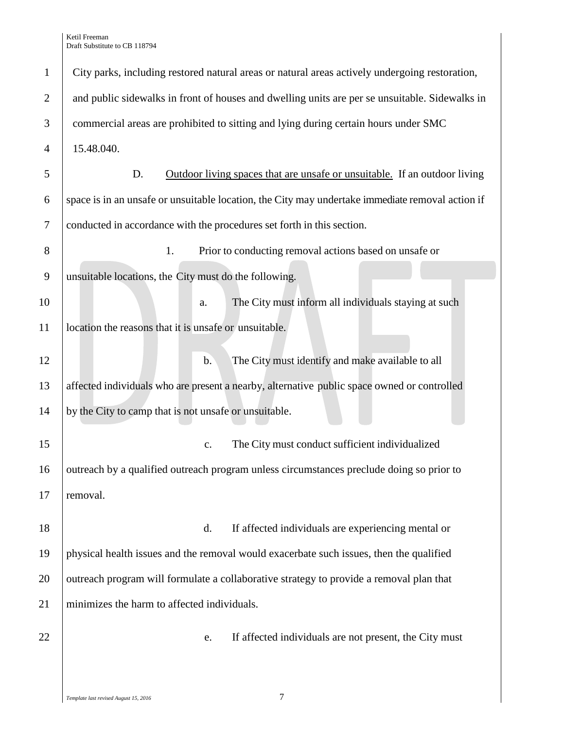City parks, including restored natural areas or natural areas actively undergoing restoration, and public sidewalks in front of houses and dwelling units are per se unsuitable. Sidewalks in commercial areas are prohibited to sitting and lying during certain hours under SMC 15.48.040.

D. Outdoor living spaces that are unsafe or unsuitable. If an outdoor living space is in an unsafe or unsuitable location, the City may undertake immediate removal action if conducted in accordance with the procedures set forth in this section.

1. Prior to conducting removal actions based on unsafe or unsuitable locations, the City must do the following.

a. The City must inform all individuals staying at such location the reasons that it is unsafe or unsuitable.

b. The City must identify and make available to all affected individuals who are present a nearby, alternative public space owned or controlled by the City to camp that is not unsafe or unsuitable.

c. The City must conduct sufficient individualized outreach by a qualified outreach program unless circumstances preclude doing so prior to removal.

d. If affected individuals are experiencing mental or physical health issues and the removal would exacerbate such issues, then the qualified outreach program will formulate a collaborative strategy to provide a removal plan that minimizes the harm to affected individuals.

e. If affected individuals are not present, the City must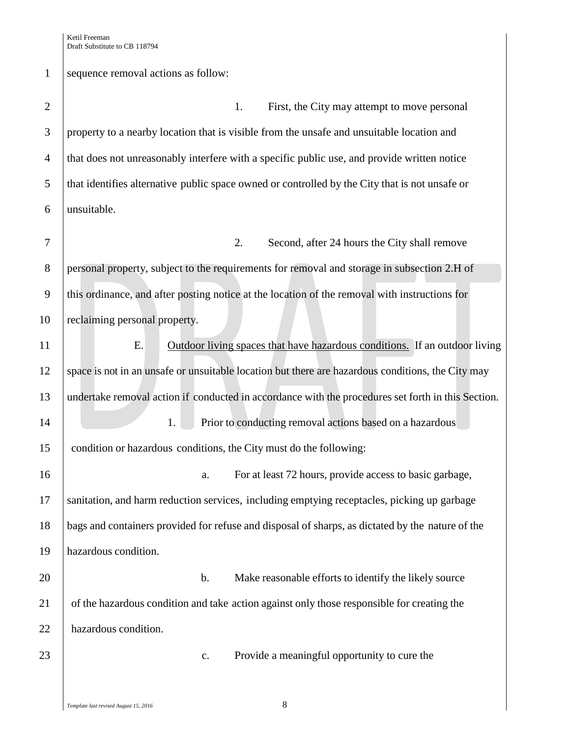sequence removal actions as follow:

1. First, the City may attempt to move personal property to a nearby location that is visible from the unsafe and unsuitable location and that does not unreasonably interfere with a specific public use, and provide written notice that identifies alternative public space owned or controlled by the City that is not unsafe or unsuitable.

2. Second, after 24 hours the City shall remove personal property, subject to the requirements for removal and storage in subsection 2.H of this ordinance, and after posting notice at the location of the removal with instructions for reclaiming personal property.

E. Outdoor living spaces that have hazardous conditions. If an outdoor living space is not in an unsafe or unsuitable location but there are hazardous conditions, the City may undertake removal action if conducted in accordance with the procedures set forth in this Section.

1. Prior to conducting removal actions based on a hazardous condition or hazardous conditions, the City must do the following:

a. For at least 72 hours, provide access to basic garbage, sanitation, and harm reduction services, including emptying receptacles, picking up garbage bags and containers provided for refuse and disposal of sharps, as dictated by the nature of the hazardous condition.

b. Make reasonable efforts to identify the likely source of the hazardous condition and take action against only those responsible for creating the hazardous condition.

c. Provide a meaningful opportunity to cure the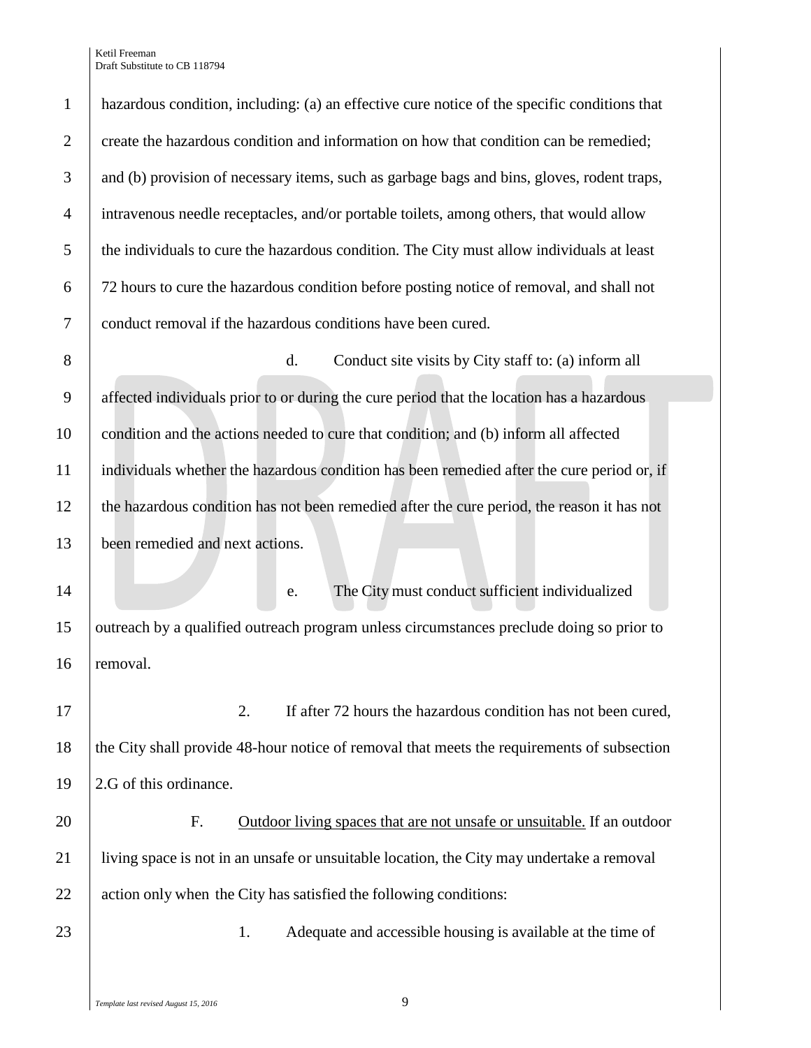hazardous condition, including: (a) an effective cure notice of the specific conditions that create the hazardous condition and information on how that condition can be remedied; and (b) provision of necessary items, such as garbage bags and bins, gloves, rodent traps, intravenous needle receptacles, and/or portable toilets, among others, that would allow the individuals to cure the hazardous condition. The City must allow individuals at least 72 hours to cure the hazardous condition before posting notice of removal, and shall not conduct removal if the hazardous conditions have been cured.

d. Conduct site visits by City staff to: (a) inform all affected individuals prior to or during the cure period that the location has a hazardous condition and the actions needed to cure that condition; and (b) inform all affected individuals whether the hazardous condition has been remedied after the cure period or, if the hazardous condition has not been remedied after the cure period, the reason it has not been remedied and next actions.

e. The City must conduct sufficient individualized outreach by a qualified outreach program unless circumstances preclude doing so prior to removal.

2. If after 72 hours the hazardous condition has not been cured, the City shall provide 48-hour notice of removal that meets the requirements of subsection 2.G of this ordinance.

F. Outdoor living spaces that are not unsafe or unsuitable. If an outdoor living space is not in an unsafe or unsuitable location, the City may undertake a removal action only when the City has satisfied the following conditions:

1. Adequate and accessible housing is available at the time of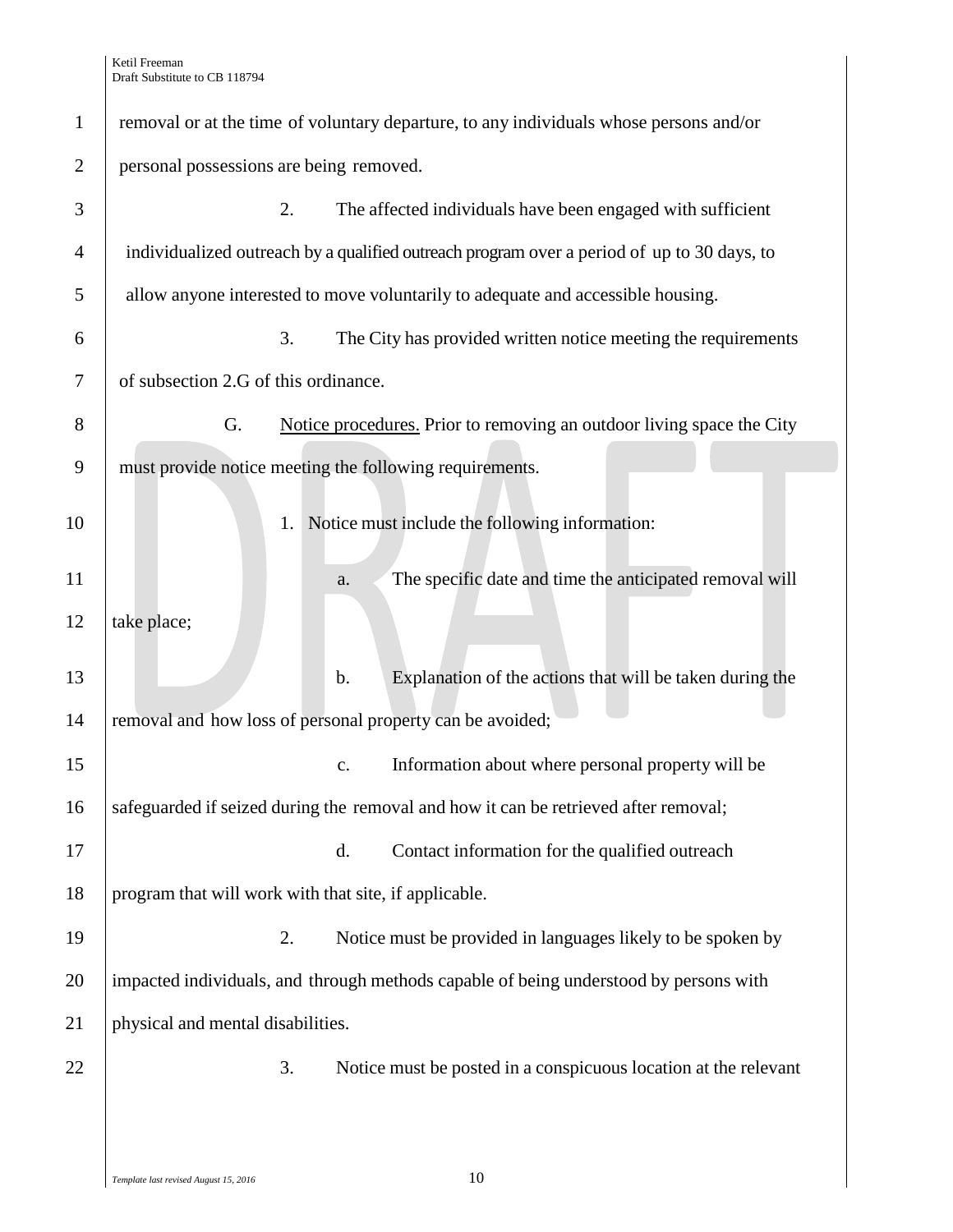removal or at the time of voluntary departure, to any individuals whose persons and/or personal possessions are being removed.

2. The affected individuals have been engaged with sufficient individualized outreach by a qualified outreach program over a period of up to 30 days, to allow anyone interested to move voluntarily to adequate and accessible housing.

3. The City has provided written notice meeting the requirements of subsection 2.G of this ordinance.

G. Notice procedures. Prior to removing an outdoor living space the City must provide notice meeting the following requirements.

1. Notice must include the following information:

a. The specific date and time the anticipated removal will take place;

b. Explanation of the actions that will be taken during the removal and how loss of personal property can be avoided;

c. Information about where personal property will be safeguarded if seized during the removal and how it can be retrieved after removal;

d. Contact information for the qualified outreach program that will work with that site, if applicable.

2. Notice must be provided in languages likely to be spoken by impacted individuals, and through methods capable of being understood by persons with physical and mental disabilities.

3. Notice must be posted in a conspicuous location at the relevant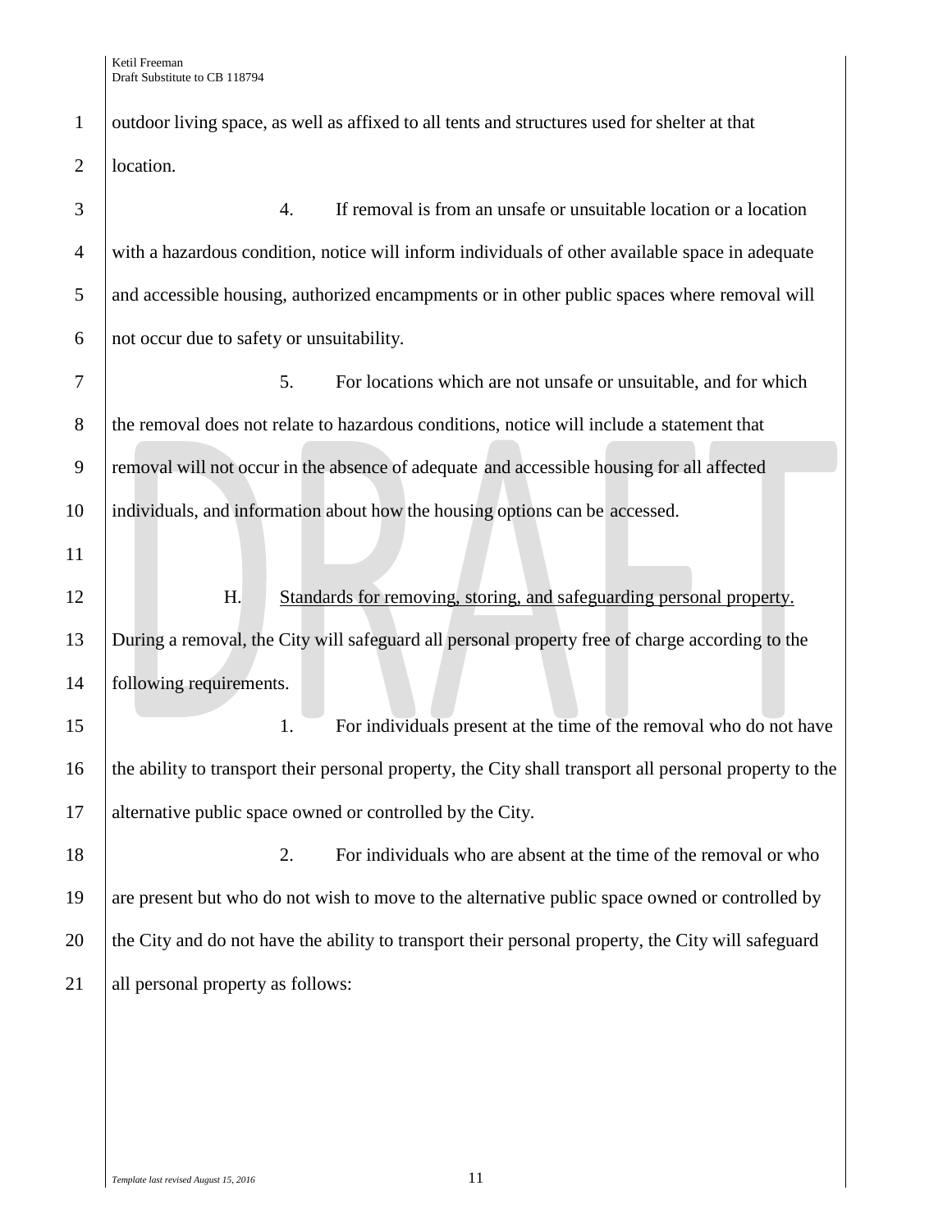outdoor living space, as well as affixed to all tents and structures used for shelter at that location.

4. If removal is from an unsafe or unsuitable location or a location with a hazardous condition, notice will inform individuals of other available space in adequate and accessible housing, authorized encampments or in other public spaces where removal will not occur due to safety or unsuitability.

5. For locations which are not unsafe or unsuitable, and for which the removal does not relate to hazardous conditions, notice will include a statement that removal will not occur in the absence of adequate and accessible housing for all affected individuals, and information about how the housing options can be accessed.

H. Standards for removing, storing, and safeguarding personal property. During a removal, the City will safeguard all personal property free of charge according to the following requirements.

1. For individuals present at the time of the removal who do not have the ability to transport their personal property, the City shall transport all personal property to the alternative public space owned or controlled by the City.

2. For individuals who are absent at the time of the removal or who are present but who do not wish to move to the alternative public space owned or controlled by the City and do not have the ability to transport their personal property, the City will safeguard all personal property as follows: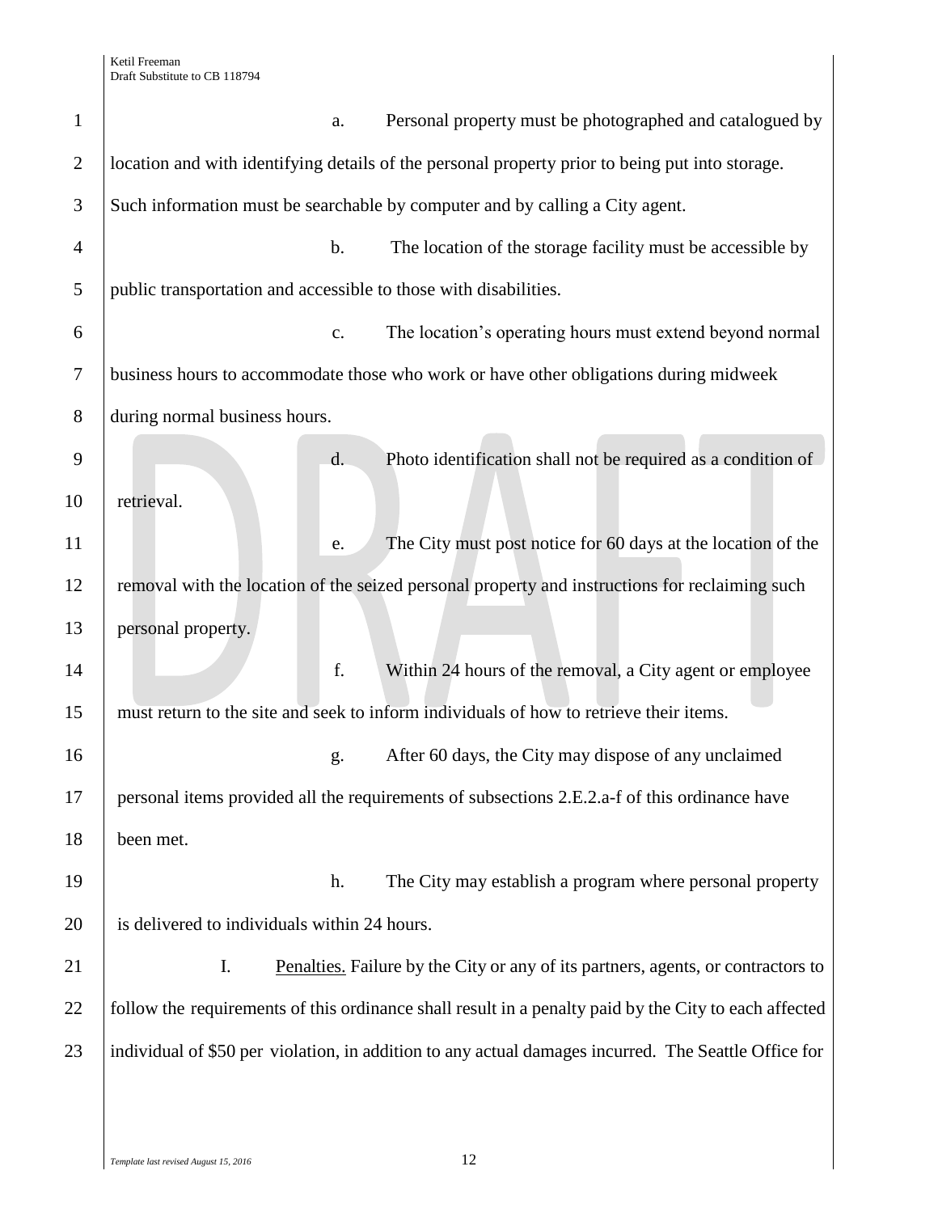a. Personal property must be photographed and catalogued by location and with identifying details of the personal property prior to being put into storage. Such information must be searchable by computer and by calling a City agent.

b. The location of the storage facility must be accessible by public transportation and accessible to those with disabilities.

c. The location's operating hours must extend beyond normal business hours to accommodate those who work or have other obligations during midweek during normal business hours.

d. Photo identification shall not be required as a condition of retrieval.

e. The City must post notice for 60 days at the location of the removal with the location of the seized personal property and instructions for reclaiming such personal property.

f. Within 24 hours of the removal, a City agent or employee must return to the site and seek to inform individuals of how to retrieve their items.

g. After 60 days, the City may dispose of any unclaimed personal items provided all the requirements of subsections 2.E.2.a-f of this ordinance have been met.

h. The City may establish a program where personal property is delivered to individuals within 24 hours.

I. Penalties. Failure by the City or any of its partners, agents, or contractors to follow the requirements of this ordinance shall result in a penalty paid by the City to each affected individual of $50 per violation, in addition to any actual damages incurred. The Seattle Office for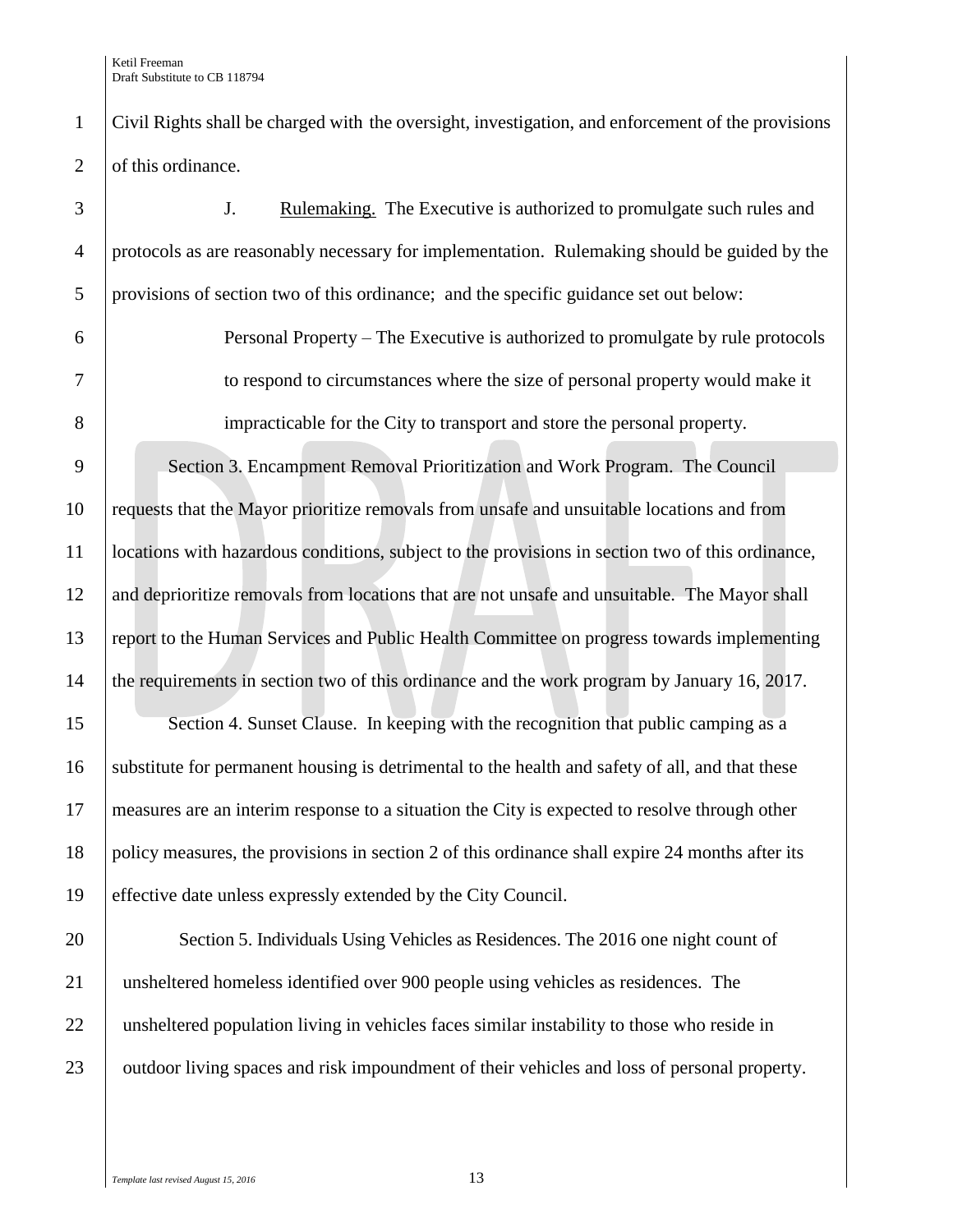Civil Rights shall be charged with the oversight, investigation, and enforcement of the provisions of this ordinance.

J. Rulemaking. The Executive is authorized to promulgate such rules and protocols as are reasonably necessary for implementation. Rulemaking should be guided by the provisions of section two of this ordinance; and the specific guidance set out below:

Personal Property – The Executive is authorized to promulgate by rule protocols to respond to circumstances where the size of personal property would make it impracticable for the City to transport and store the personal property.

Section 3. Encampment Removal Prioritization and Work Program. The Council requests that the Mayor prioritize removals from unsafe and unsuitable locations and from locations with hazardous conditions, subject to the provisions in section two of this ordinance, and deprioritize removals from locations that are not unsafe and unsuitable. The Mayor shall report to the Human Services and Public Health Committee on progress towards implementing the requirements in section two of this ordinance and the work program by January 16, 2017.

Section 4. Sunset Clause. In keeping with the recognition that public camping as a substitute for permanent housing is detrimental to the health and safety of all, and that these measures are an interim response to a situation the City is expected to resolve through other policy measures, the provisions in section 2 of this ordinance shall expire 24 months after its effective date unless expressly extended by the City Council.

Section 5. Individuals Using Vehicles as Residences. The 2016 one night count of unsheltered homeless identified over 900 people using vehicles as residences. The unsheltered population living in vehicles faces similar instability to those who reside in outdoor living spaces and risk impoundment of their vehicles and loss of personal property.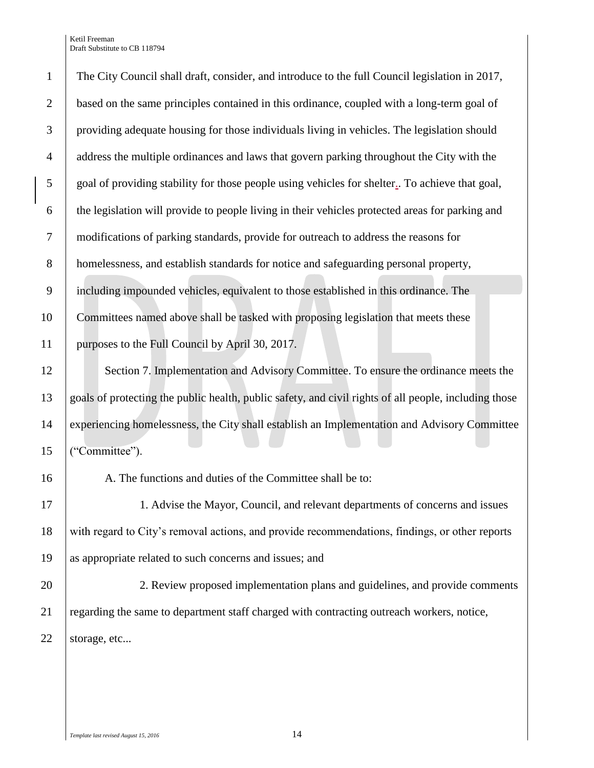The City Council shall draft, consider, and introduce to the full Council legislation in 2017, based on the same principles contained in this ordinance, coupled with a long-term goal of providing adequate housing for those individuals living in vehicles. The legislation should address the multiple ordinances and laws that govern parking throughout the City with the goal of providing stability for those people using vehicles for shelter.. To achieve that goal, the legislation will provide to people living in their vehicles protected areas for parking and modifications of parking standards, provide for outreach to address the reasons for homelessness, and establish standards for notice and safeguarding personal property, including impounded vehicles, equivalent to those established in this ordinance. The Committees named above shall be tasked with proposing legislation that meets these purposes to the Full Council by April 30, 2017.

Section 7. Implementation and Advisory Committee. To ensure the ordinance meets the goals of protecting the public health, public safety, and civil rights of all people, including those experiencing homelessness, the City shall establish an Implementation and Advisory Committee ("Committee").

A. The functions and duties of the Committee shall be to:

1. Advise the Mayor, Council, and relevant departments of concerns and issues with regard to City's removal actions, and provide recommendations, findings, or other reports as appropriate related to such concerns and issues; and

2. Review proposed implementation plans and guidelines, and provide comments regarding the same to department staff charged with contracting outreach workers, notice, storage, etc...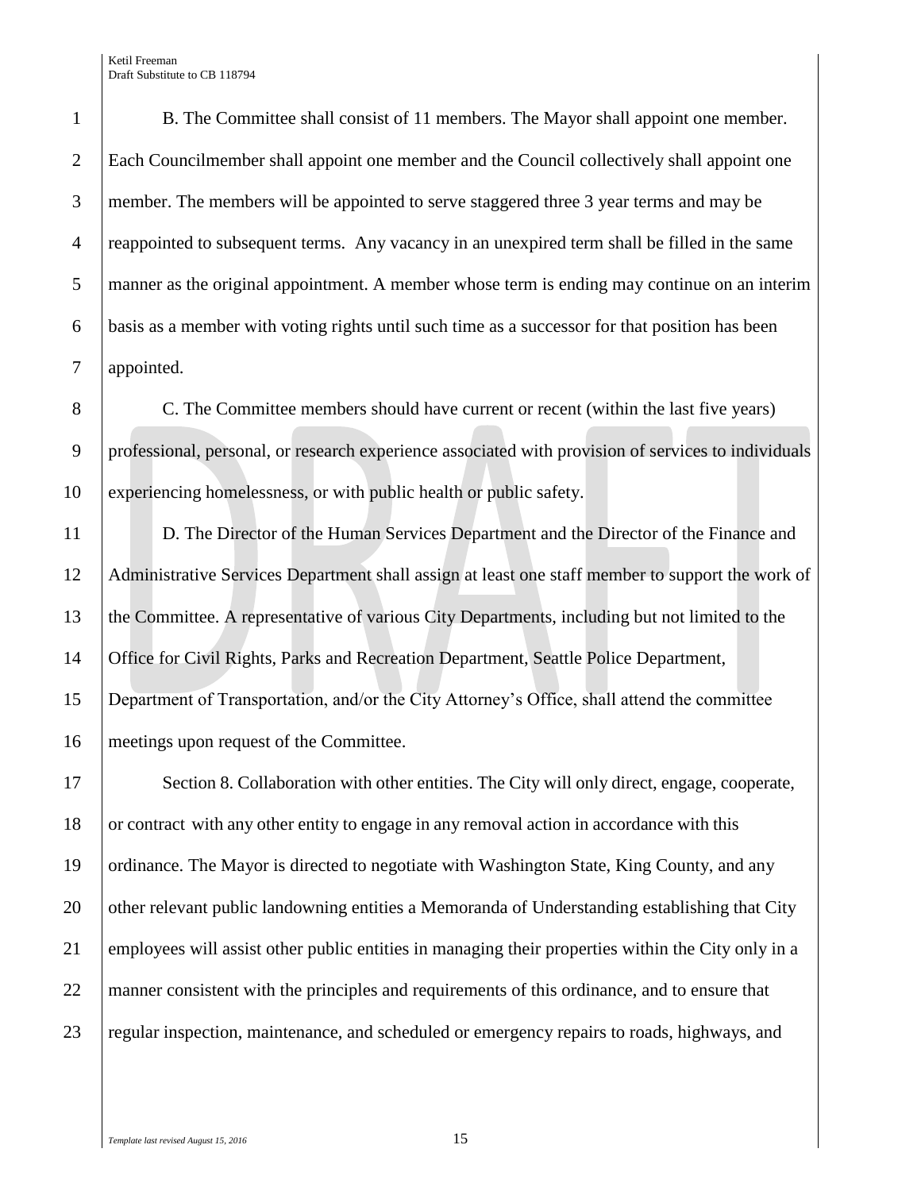B. The Committee shall consist of 11 members. The Mayor shall appoint one member. Each Councilmember shall appoint one member and the Council collectively shall appoint one member. The members will be appointed to serve staggered three 3 year terms and may be reappointed to subsequent terms. Any vacancy in an unexpired term shall be filled in the same manner as the original appointment. A member whose term is ending may continue on an interim basis as a member with voting rights until such time as a successor for that position has been appointed.

C. The Committee members should have current or recent (within the last five years) professional, personal, or research experience associated with provision of services to individuals experiencing homelessness, or with public health or public safety.

D. The Director of the Human Services Department and the Director of the Finance and Administrative Services Department shall assign at least one staff member to support the work of the Committee. A representative of various City Departments, including but not limited to the Office for Civil Rights, Parks and Recreation Department, Seattle Police Department, Department of Transportation, and/or the City Attorney's Office, shall attend the committee meetings upon request of the Committee.

Section 8. Collaboration with other entities. The City will only direct, engage, cooperate, or contract with any other entity to engage in any removal action in accordance with this ordinance. The Mayor is directed to negotiate with Washington State, King County, and any other relevant public landowning entities a Memoranda of Understanding establishing that City employees will assist other public entities in managing their properties within the City only in a manner consistent with the principles and requirements of this ordinance, and to ensure that regular inspection, maintenance, and scheduled or emergency repairs to roads, highways, and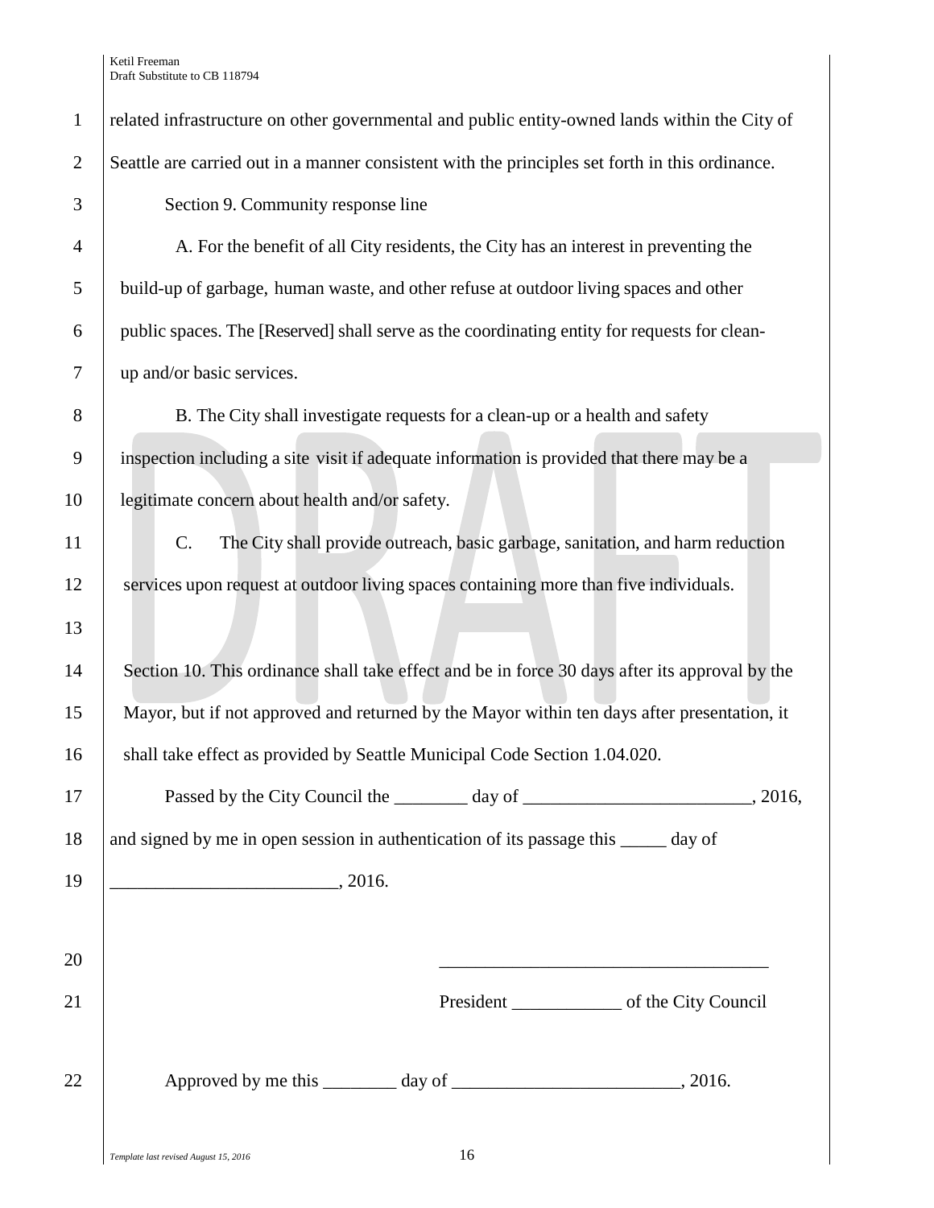related infrastructure on other governmental and public entity-owned lands within the City of Seattle are carried out in a manner consistent with the principles set forth in this ordinance.

Section 9. Community response line

A. For the benefit of all City residents, the City has an interest in preventing the build-up of garbage, human waste, and other refuse at outdoor living spaces and other public spaces. The [Reserved] shall serve as the coordinating entity for requests for clean-up and/or basic services.

B. The City shall investigate requests for a clean-up or a health and safety inspection including a site visit if adequate information is provided that there may be a legitimate concern about health and/or safety.

C. The City shall provide outreach, basic garbage, sanitation, and harm reduction services upon request at outdoor living spaces containing more than five individuals.

Section 10. This ordinance shall take effect and be in force 30 days after its approval by the Mayor, but if not approved and returned by the Mayor within ten days after presentation, it shall take effect as provided by Seattle Municipal Code Section 1.04.020.

Passed by the City Council the ________ day of _________________________, 2016, and signed by me in open session in authentication of its passage this _____ day of _________________________, 2016.

____________________________________

President ____________ of the City Council

Approved by me this ________ day of _________________________, 2016.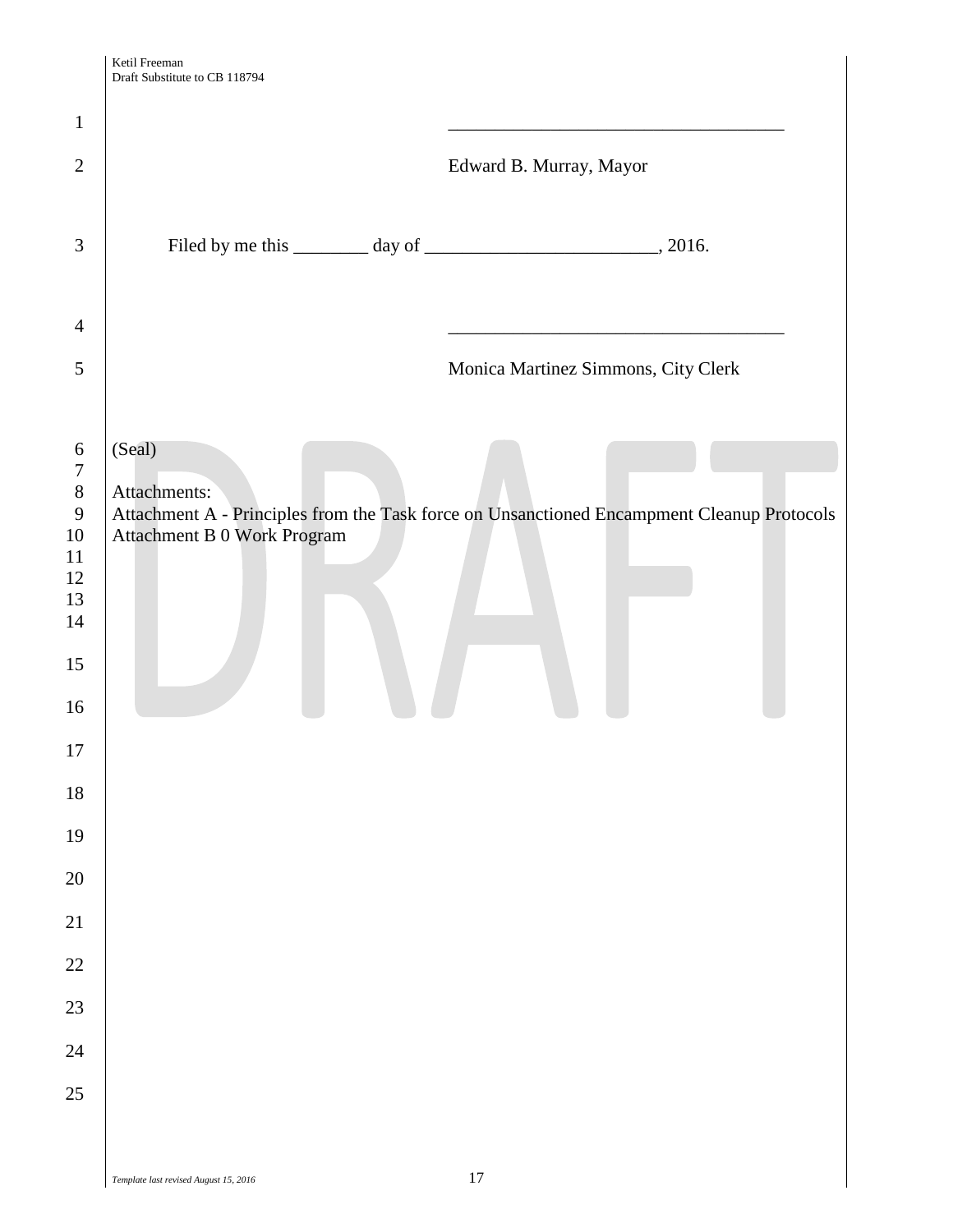\_\_\_\_\_\_\_\_\_\_\_\_\_\_\_\_\_\_\_\_\_\_\_\_\_\_\_\_\_\_\_\_\_\_\_\_

Edward B. Murray, Mayor

Filed by me this \_\_\_\_\_\_\_\_ day of \_\_\_\_\_\_\_\_\_\_\_\_\_\_\_\_\_\_\_\_\_\_\_\_\_, 2016.

\_\_\_\_\_\_\_\_\_\_\_\_\_\_\_\_\_\_\_\_\_\_\_\_\_\_\_\_\_\_\_\_\_\_\_\_

Monica Martinez Simmons, City Clerk

(Seal)

Attachments:
Attachment A - Principles from the Task force on Unsanctioned Encampment Cleanup Protocols
Attachment B 0 Work Program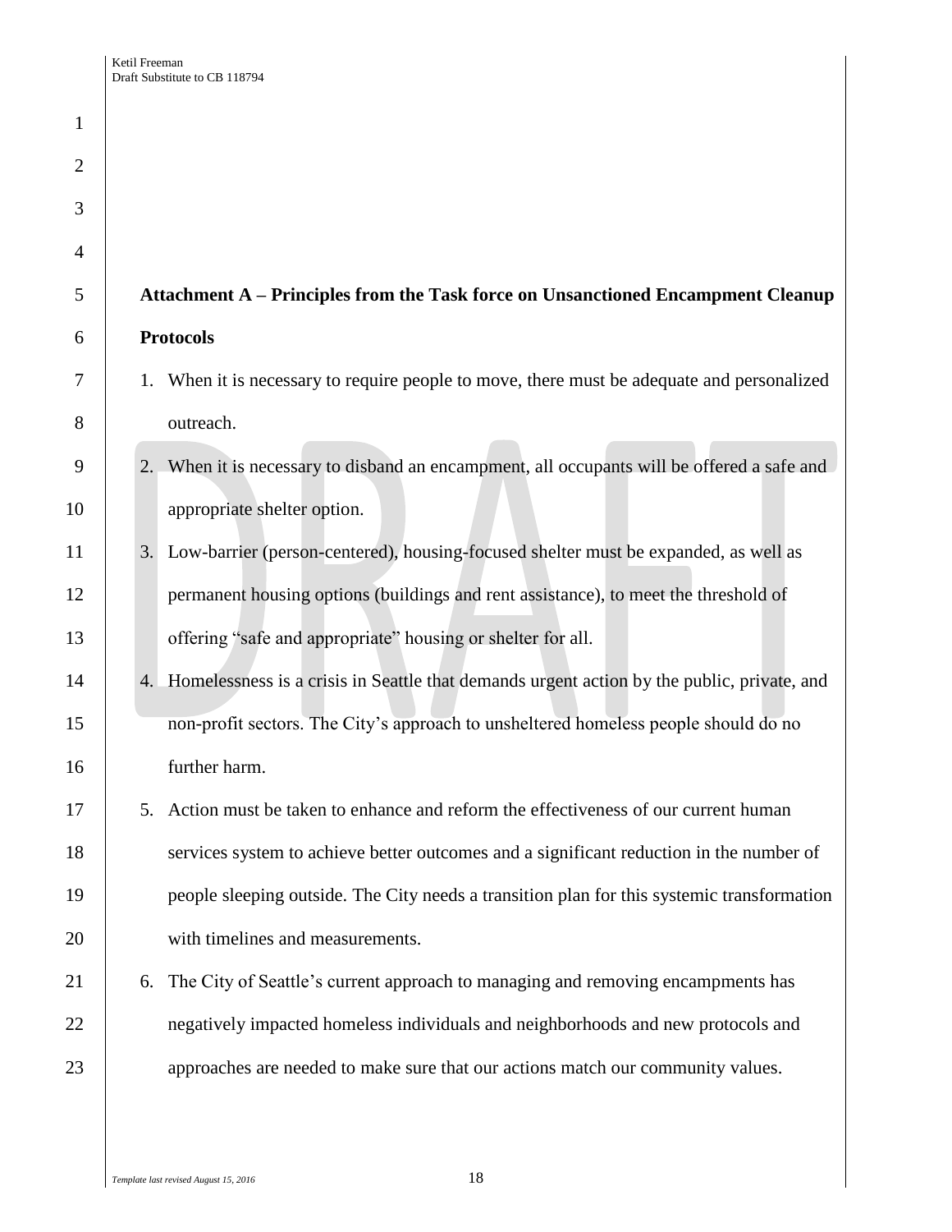## Attachment A – Principles from the Task force on Unsanctioned Encampment Cleanup Protocols

1. When it is necessary to require people to move, there must be adequate and personalized outreach.
2. When it is necessary to disband an encampment, all occupants will be offered a safe and appropriate shelter option.
3. Low-barrier (person-centered), housing-focused shelter must be expanded, as well as permanent housing options (buildings and rent assistance), to meet the threshold of offering "safe and appropriate" housing or shelter for all.
4. Homelessness is a crisis in Seattle that demands urgent action by the public, private, and non-profit sectors. The City's approach to unsheltered homeless people should do no further harm.
5. Action must be taken to enhance and reform the effectiveness of our current human services system to achieve better outcomes and a significant reduction in the number of people sleeping outside. The City needs a transition plan for this systemic transformation with timelines and measurements.
6. The City of Seattle's current approach to managing and removing encampments has negatively impacted homeless individuals and neighborhoods and new protocols and approaches are needed to make sure that our actions match our community values.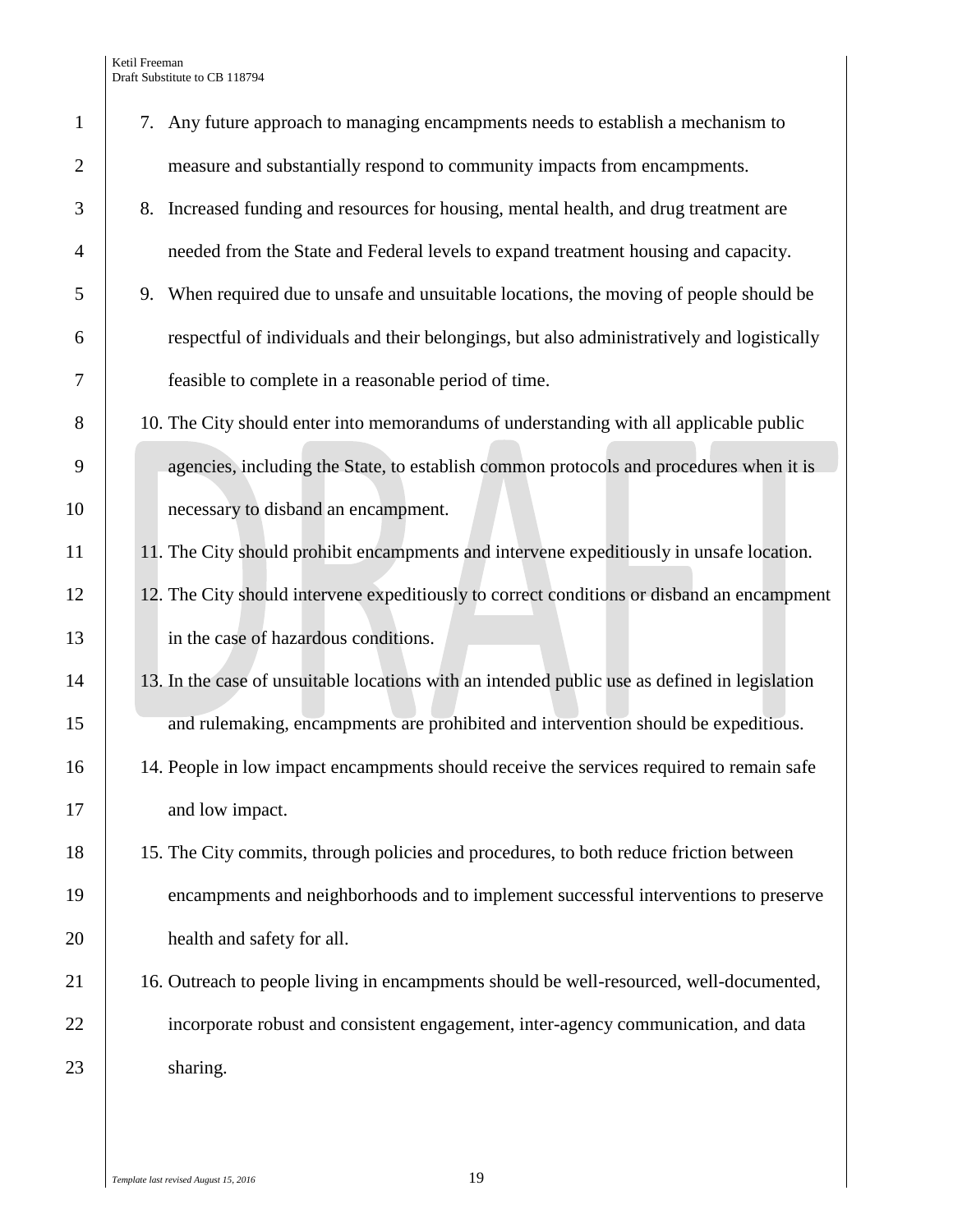7. Any future approach to managing encampments needs to establish a mechanism to measure and substantially respond to community impacts from encampments.
8. Increased funding and resources for housing, mental health, and drug treatment are needed from the State and Federal levels to expand treatment housing and capacity.
9. When required due to unsafe and unsuitable locations, the moving of people should be respectful of individuals and their belongings, but also administratively and logistically feasible to complete in a reasonable period of time.
10. The City should enter into memorandums of understanding with all applicable public agencies, including the State, to establish common protocols and procedures when it is necessary to disband an encampment.
11. The City should prohibit encampments and intervene expeditiously in unsafe location.
12. The City should intervene expeditiously to correct conditions or disband an encampment in the case of hazardous conditions.
13. In the case of unsuitable locations with an intended public use as defined in legislation and rulemaking, encampments are prohibited and intervention should be expeditious.
14. People in low impact encampments should receive the services required to remain safe and low impact.
15. The City commits, through policies and procedures, to both reduce friction between encampments and neighborhoods and to implement successful interventions to preserve health and safety for all.
16. Outreach to people living in encampments should be well-resourced, well-documented, incorporate robust and consistent engagement, inter-agency communication, and data sharing.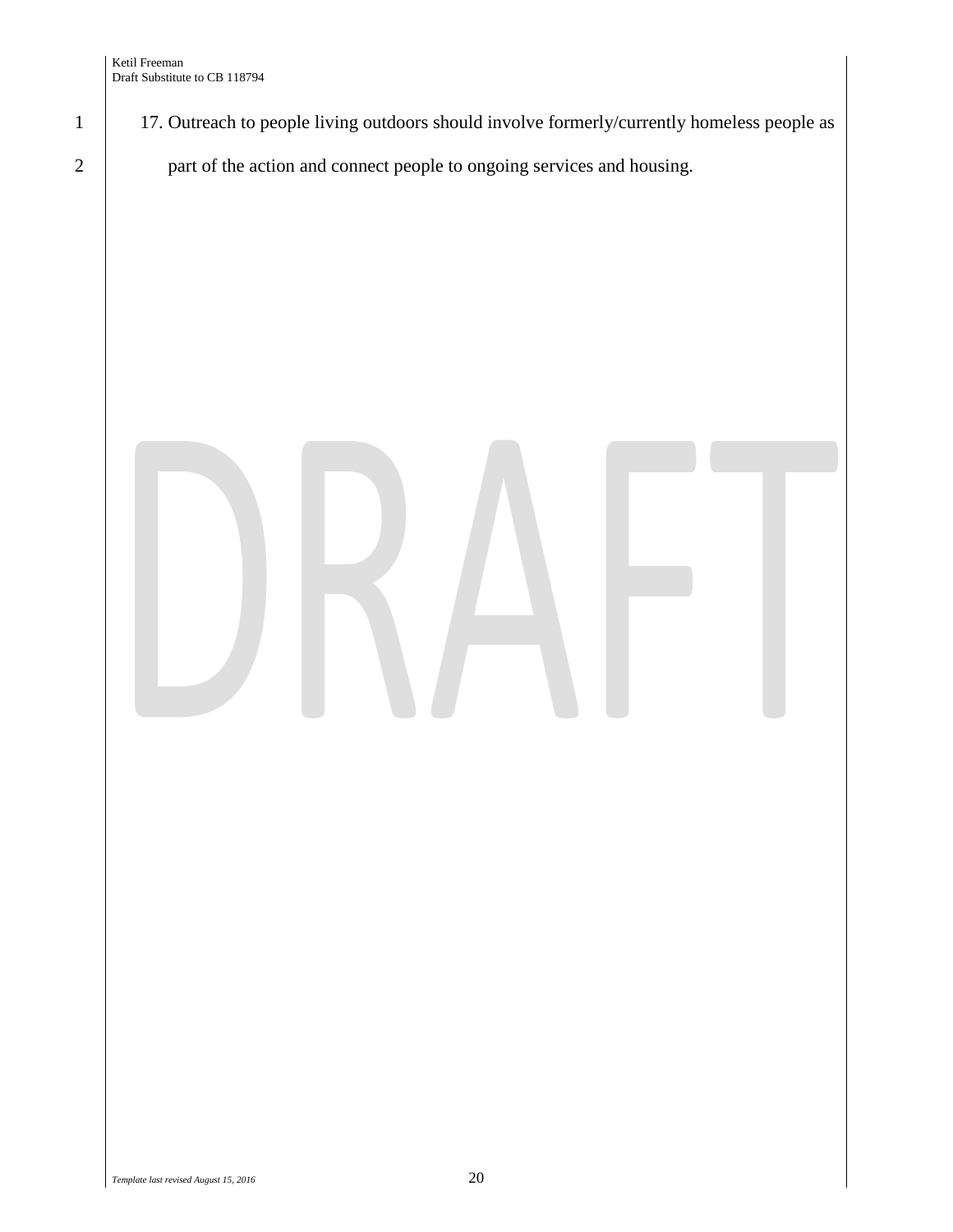17. Outreach to people living outdoors should involve formerly/currently homeless people as part of the action and connect people to ongoing services and housing.